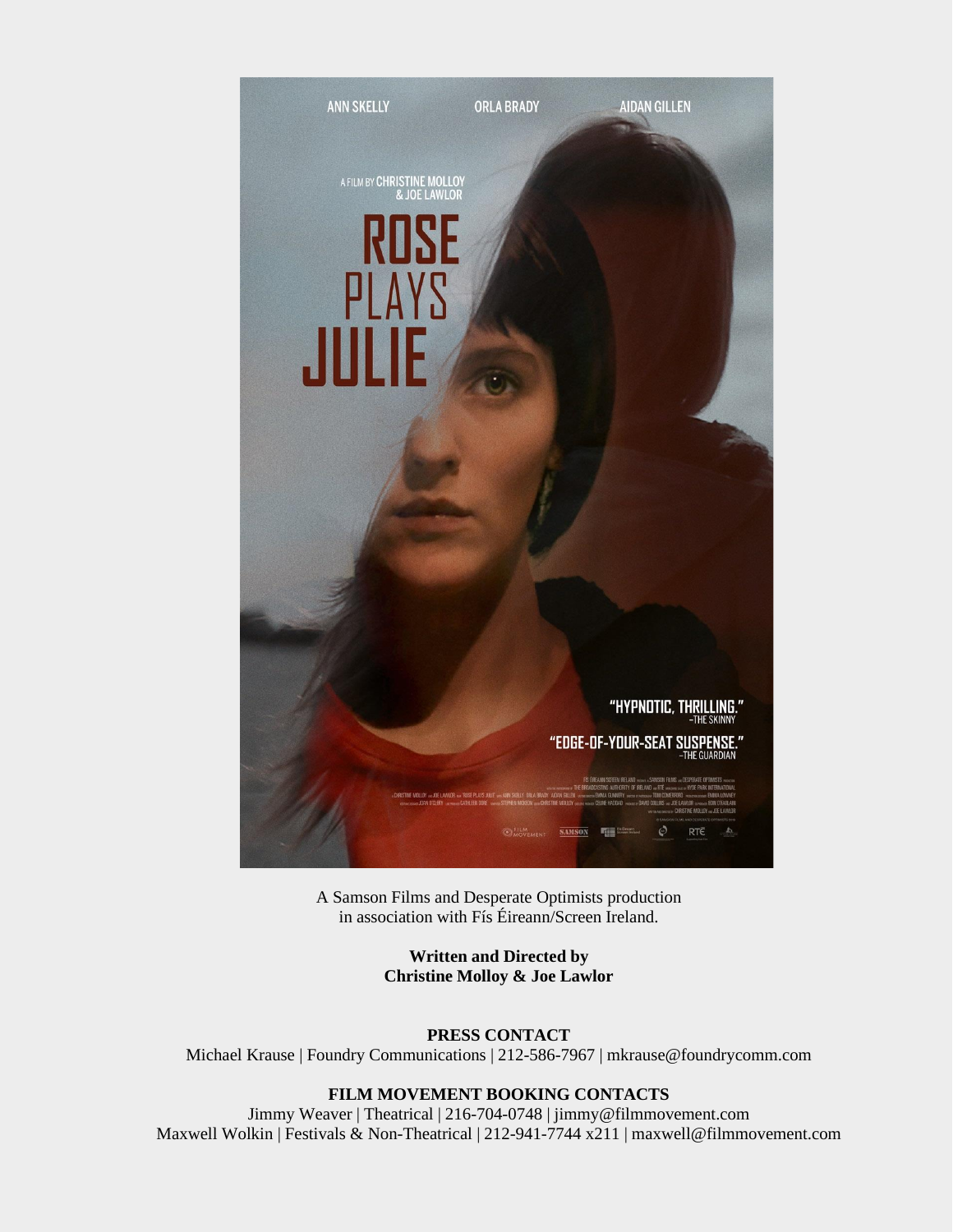ANN SKELLY ORLA BRADY AIDAN GILLEN

A FILM BY CHRISTINE MOLLOY & JOE LAWLOR

# ROSE PLAYS JULIE

"HYPNOTIC, THRILLING." –THE SKINNY

"EDGE-OF-YOUR-SEAT SUSPENSE." –THE GUARDIAN

A Samson Films and Desperate Optimists production
in association with Fís Éireann/Screen Ireland.

**Written and Directed by**
**Christine Molloy & Joe Lawlor**

**PRESS CONTACT**
Michael Krause | Foundry Communications | 212-586-7967 | mkrause@foundrycomm.com

**FILM MOVEMENT BOOKING CONTACTS**
Jimmy Weaver | Theatrical | 216-704-0748 | jimmy@filmmovement.com
Maxwell Wolkin | Festivals & Non-Theatrical | 212-941-7744 x211 | maxwell@filmmovement.com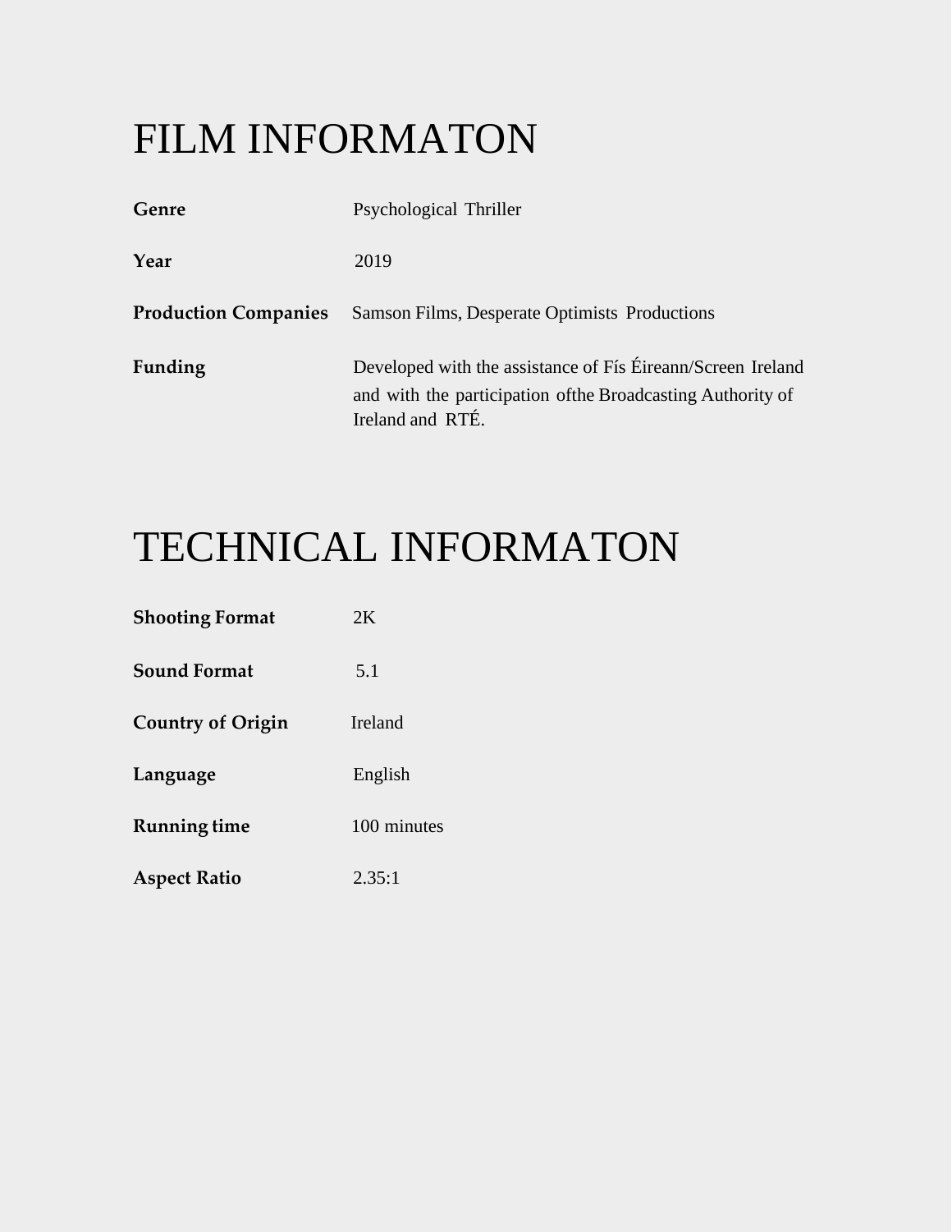# FILM INFORMATON

| | |
|---|---|
| **Genre** | Psychological Thriller |
| **Year** | 2019 |
| **Production Companies** | Samson Films, Desperate Optimists Productions |
| **Funding** | Developed with the assistance of Fís Éireann/Screen Ireland and with the participation ofthe Broadcasting Authority of Ireland and RTÉ. |

# TECHNICAL INFORMATON

| | |
|---|---|
| **Shooting Format** | 2K |
| **Sound Format** | 5.1 |
| **Country of Origin** | Ireland |
| **Language** | English |
| **Running time** | 100 minutes |
| **Aspect Ratio** | 2.35:1 |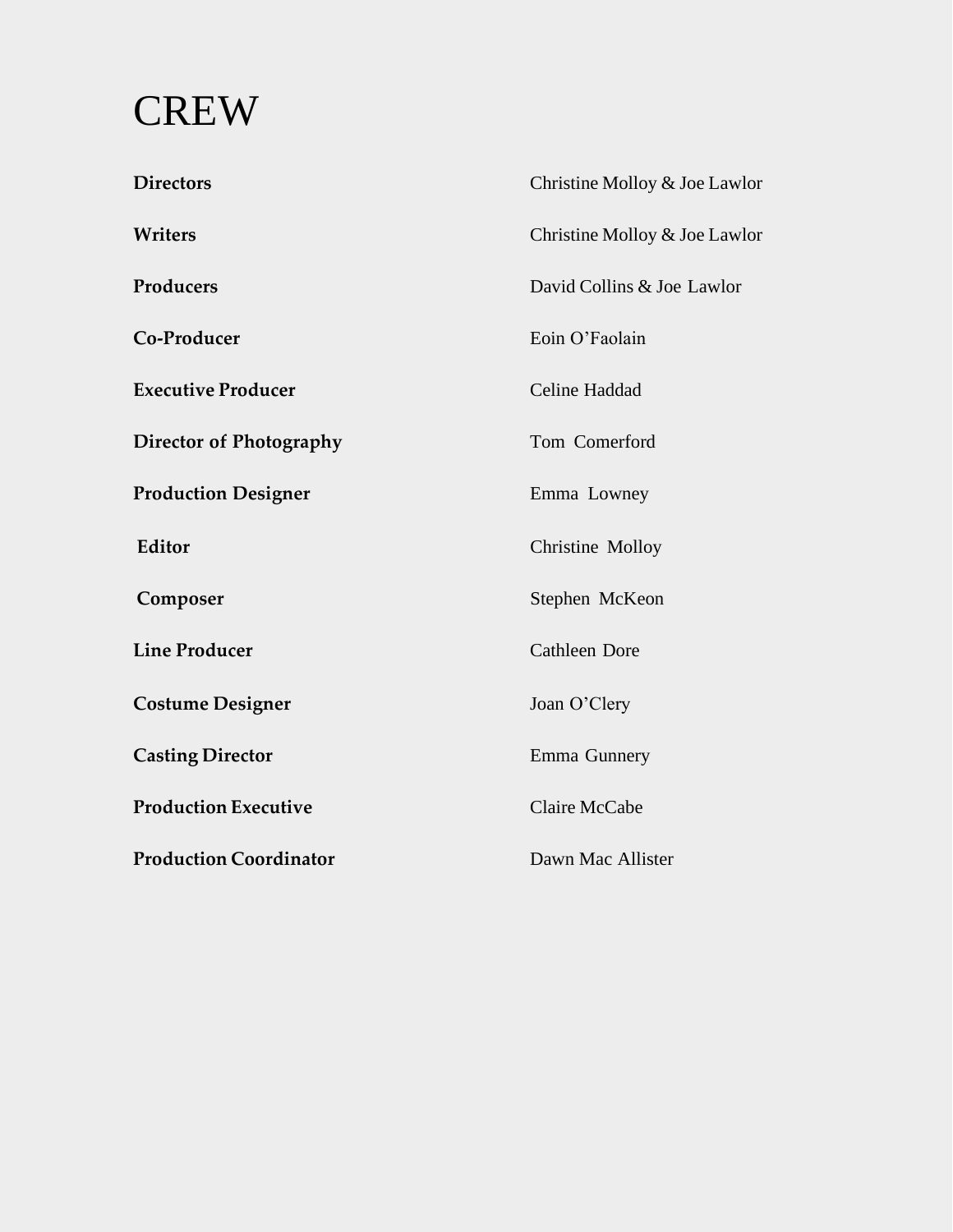# CREW

| | |
|---|---|
| **Directors** | Christine Molloy & Joe Lawlor |
| **Writers** | Christine Molloy & Joe Lawlor |
| **Producers** | David Collins & Joe Lawlor |
| **Co-Producer** | Eoin O'Faolain |
| **Executive Producer** | Celine Haddad |
| **Director of Photography** | Tom Comerford |
| **Production Designer** | Emma Lowney |
| **Editor** | Christine Molloy |
| **Composer** | Stephen McKeon |
| **Line Producer** | Cathleen Dore |
| **Costume Designer** | Joan O'Clery |
| **Casting Director** | Emma Gunnery |
| **Production Executive** | Claire McCabe |
| **Production Coordinator** | Dawn Mac Allister |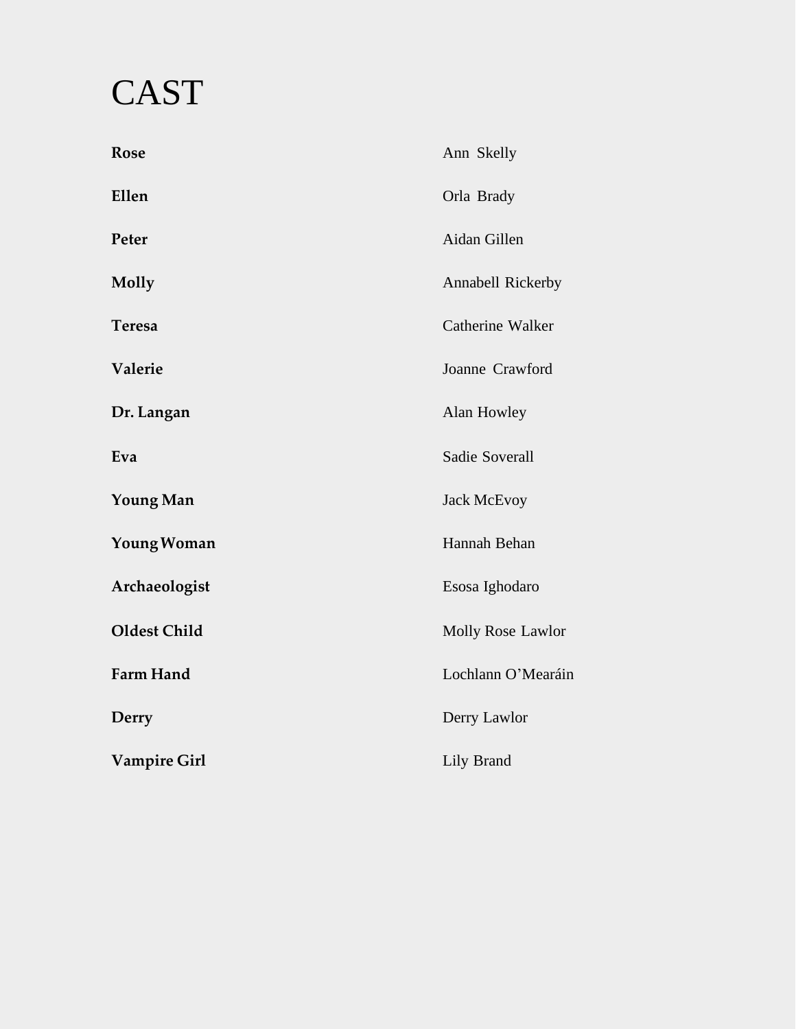# CAST

| | |
|---|---|
| **Rose** | Ann Skelly |
| **Ellen** | Orla Brady |
| **Peter** | Aidan Gillen |
| **Molly** | Annabell Rickerby |
| **Teresa** | Catherine Walker |
| **Valerie** | Joanne Crawford |
| **Dr. Langan** | Alan Howley |
| **Eva** | Sadie Soverall |
| **Young Man** | Jack McEvoy |
| **Young Woman** | Hannah Behan |
| **Archaeologist** | Esosa Ighodaro |
| **Oldest Child** | Molly Rose Lawlor |
| **Farm Hand** | Lochlann O'Mearáin |
| **Derry** | Derry Lawlor |
| **Vampire Girl** | Lily Brand |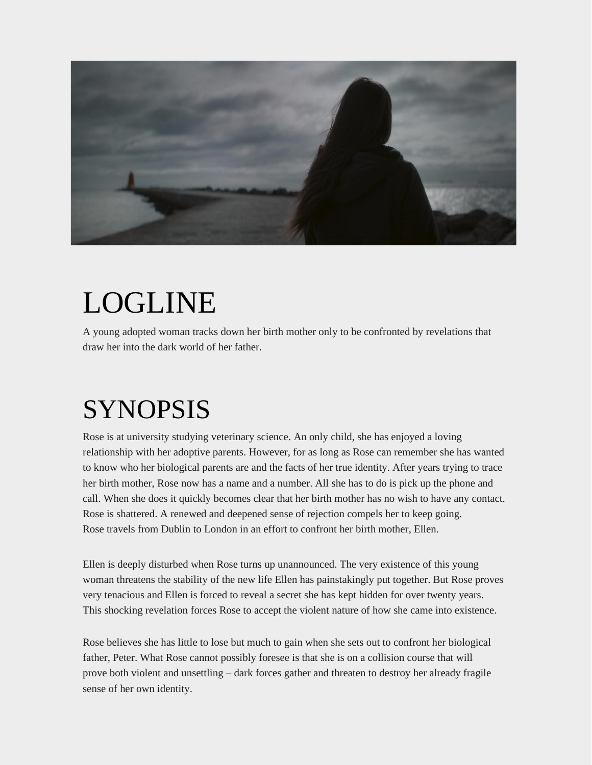# LOGLINE

A young adopted woman tracks down her birth mother only to be confronted by revelations that draw her into the dark world of her father.

# SYNOPSIS

Rose is at university studying veterinary science. An only child, she has enjoyed a loving relationship with her adoptive parents. However, for as long as Rose can remember she has wanted to know who her biological parents are and the facts of her true identity. After years trying to trace her birth mother, Rose now has a name and a number. All she has to do is pick up the phone and call. When she does it quickly becomes clear that her birth mother has no wish to have any contact. Rose is shattered. A renewed and deepened sense of rejection compels her to keep going. Rose travels from Dublin to London in an effort to confront her birth mother, Ellen.

Ellen is deeply disturbed when Rose turns up unannounced. The very existence of this young woman threatens the stability of the new life Ellen has painstakingly put together. But Rose proves very tenacious and Ellen is forced to reveal a secret she has kept hidden for over twenty years. This shocking revelation forces Rose to accept the violent nature of how she came into existence.

Rose believes she has little to lose but much to gain when she sets out to confront her biological father, Peter. What Rose cannot possibly foresee is that she is on a collision course that will prove both violent and unsettling – dark forces gather and threaten to destroy her already fragile sense of her own identity.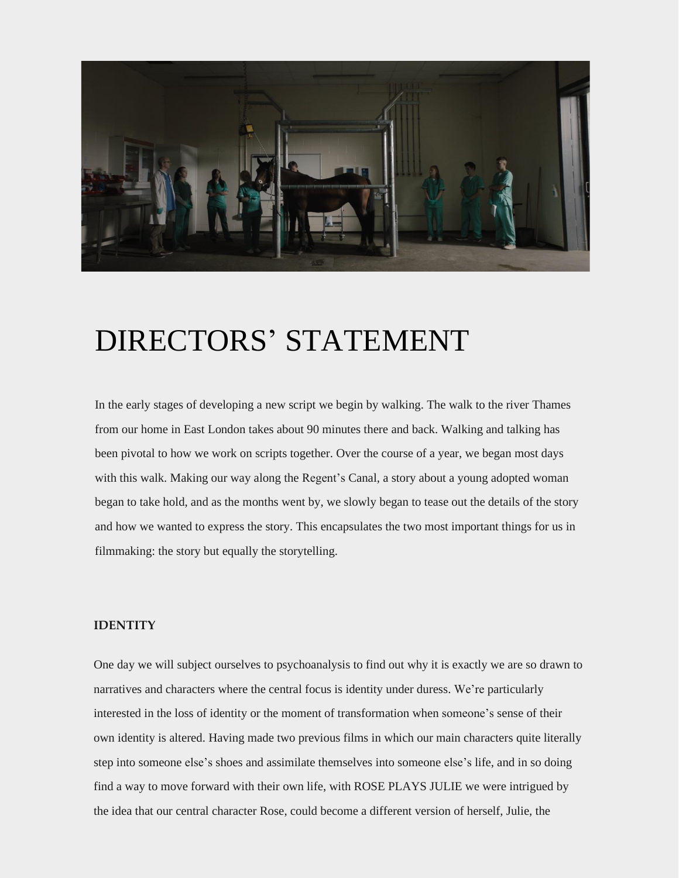# DIRECTORS' STATEMENT

In the early stages of developing a new script we begin by walking. The walk to the river Thames from our home in East London takes about 90 minutes there and back. Walking and talking has been pivotal to how we work on scripts together. Over the course of a year, we began most days with this walk. Making our way along the Regent's Canal, a story about a young adopted woman began to take hold, and as the months went by, we slowly began to tease out the details of the story and how we wanted to express the story. This encapsulates the two most important things for us in filmmaking: the story but equally the storytelling.

**IDENTITY**

One day we will subject ourselves to psychoanalysis to find out why it is exactly we are so drawn to narratives and characters where the central focus is identity under duress. We're particularly interested in the loss of identity or the moment of transformation when someone's sense of their own identity is altered. Having made two previous films in which our main characters quite literally step into someone else's shoes and assimilate themselves into someone else's life, and in so doing find a way to move forward with their own life, with ROSE PLAYS JULIE we were intrigued by the idea that our central character Rose, could become a different version of herself, Julie, the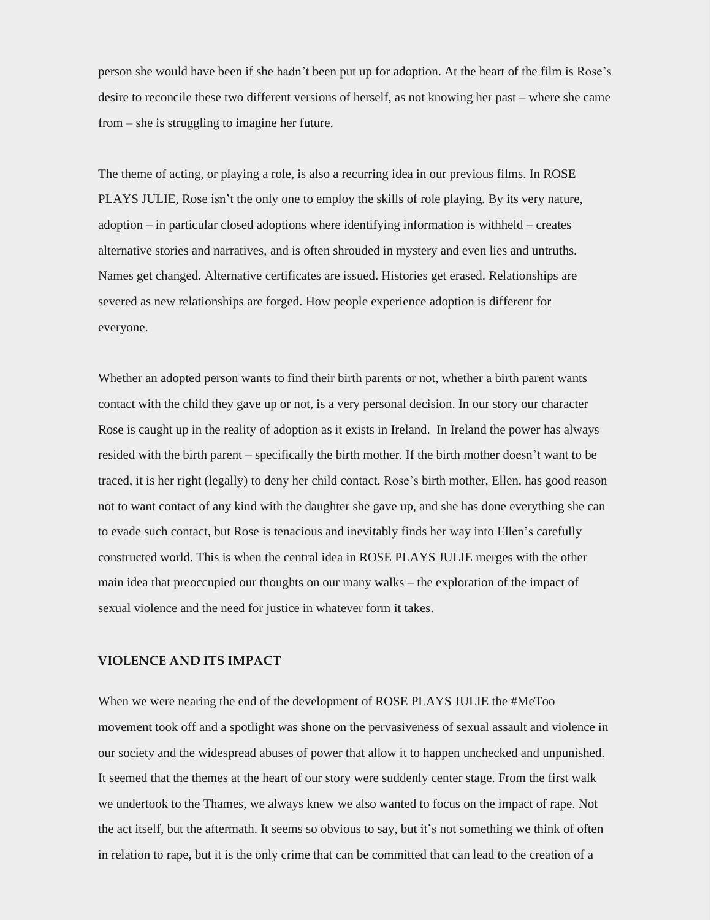person she would have been if she hadn't been put up for adoption. At the heart of the film is Rose's desire to reconcile these two different versions of herself, as not knowing her past – where she came from – she is struggling to imagine her future.

The theme of acting, or playing a role, is also a recurring idea in our previous films. In ROSE PLAYS JULIE, Rose isn't the only one to employ the skills of role playing. By its very nature, adoption – in particular closed adoptions where identifying information is withheld – creates alternative stories and narratives, and is often shrouded in mystery and even lies and untruths. Names get changed. Alternative certificates are issued. Histories get erased. Relationships are severed as new relationships are forged. How people experience adoption is different for everyone.

Whether an adopted person wants to find their birth parents or not, whether a birth parent wants contact with the child they gave up or not, is a very personal decision. In our story our character Rose is caught up in the reality of adoption as it exists in Ireland.  In Ireland the power has always resided with the birth parent – specifically the birth mother. If the birth mother doesn't want to be traced, it is her right (legally) to deny her child contact. Rose's birth mother, Ellen, has good reason not to want contact of any kind with the daughter she gave up, and she has done everything she can to evade such contact, but Rose is tenacious and inevitably finds her way into Ellen's carefully constructed world. This is when the central idea in ROSE PLAYS JULIE merges with the other main idea that preoccupied our thoughts on our many walks – the exploration of the impact of sexual violence and the need for justice in whatever form it takes.

**VIOLENCE AND ITS IMPACT**

When we were nearing the end of the development of ROSE PLAYS JULIE the #MeToo movement took off and a spotlight was shone on the pervasiveness of sexual assault and violence in our society and the widespread abuses of power that allow it to happen unchecked and unpunished. It seemed that the themes at the heart of our story were suddenly center stage. From the first walk we undertook to the Thames, we always knew we also wanted to focus on the impact of rape. Not the act itself, but the aftermath. It seems so obvious to say, but it's not something we think of often in relation to rape, but it is the only crime that can be committed that can lead to the creation of a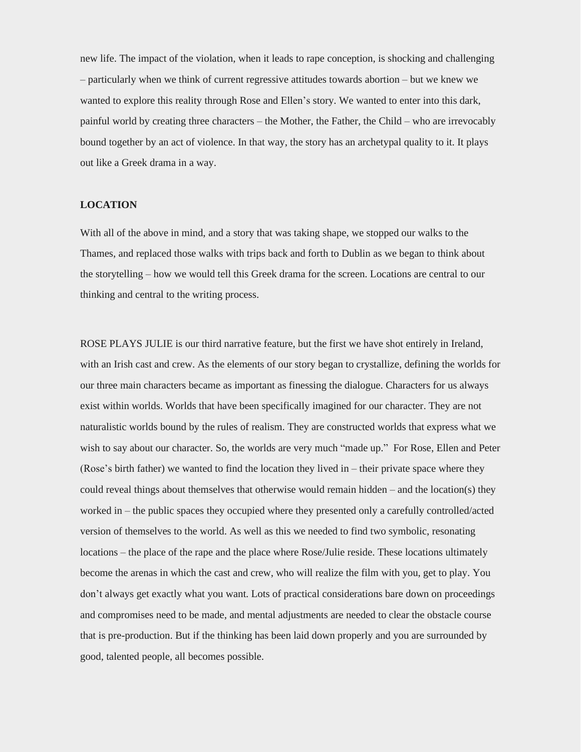new life. The impact of the violation, when it leads to rape conception, is shocking and challenging – particularly when we think of current regressive attitudes towards abortion – but we knew we wanted to explore this reality through Rose and Ellen's story. We wanted to enter into this dark, painful world by creating three characters – the Mother, the Father, the Child – who are irrevocably bound together by an act of violence. In that way, the story has an archetypal quality to it. It plays out like a Greek drama in a way.

**LOCATION**

With all of the above in mind, and a story that was taking shape, we stopped our walks to the Thames, and replaced those walks with trips back and forth to Dublin as we began to think about the storytelling – how we would tell this Greek drama for the screen. Locations are central to our thinking and central to the writing process.

ROSE PLAYS JULIE is our third narrative feature, but the first we have shot entirely in Ireland, with an Irish cast and crew. As the elements of our story began to crystallize, defining the worlds for our three main characters became as important as finessing the dialogue. Characters for us always exist within worlds. Worlds that have been specifically imagined for our character. They are not naturalistic worlds bound by the rules of realism. They are constructed worlds that express what we wish to say about our character. So, the worlds are very much "made up." For Rose, Ellen and Peter (Rose's birth father) we wanted to find the location they lived in – their private space where they could reveal things about themselves that otherwise would remain hidden – and the location(s) they worked in – the public spaces they occupied where they presented only a carefully controlled/acted version of themselves to the world. As well as this we needed to find two symbolic, resonating locations – the place of the rape and the place where Rose/Julie reside. These locations ultimately become the arenas in which the cast and crew, who will realize the film with you, get to play. You don't always get exactly what you want. Lots of practical considerations bare down on proceedings and compromises need to be made, and mental adjustments are needed to clear the obstacle course that is pre-production. But if the thinking has been laid down properly and you are surrounded by good, talented people, all becomes possible.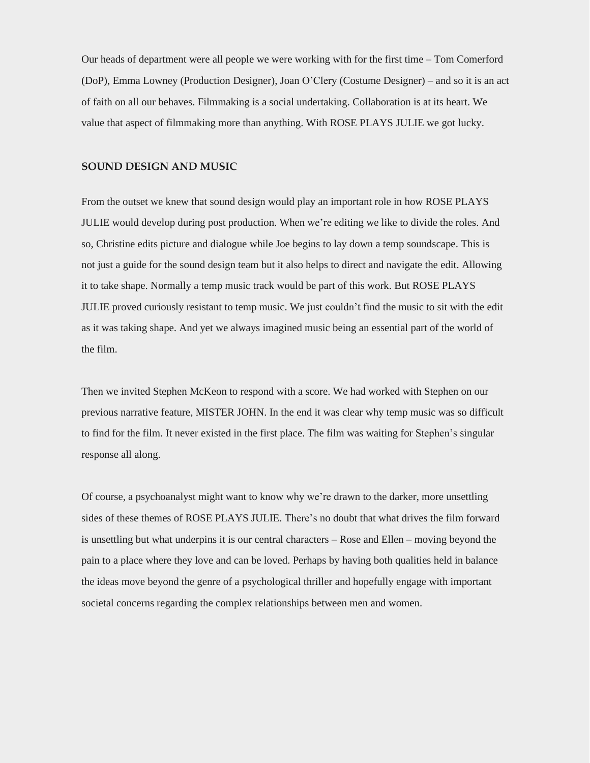Our heads of department were all people we were working with for the first time – Tom Comerford (DoP), Emma Lowney (Production Designer), Joan O'Clery (Costume Designer) – and so it is an act of faith on all our behaves. Filmmaking is a social undertaking. Collaboration is at its heart. We value that aspect of filmmaking more than anything. With ROSE PLAYS JULIE we got lucky.

## SOUND DESIGN AND MUSIC

From the outset we knew that sound design would play an important role in how ROSE PLAYS JULIE would develop during post production. When we're editing we like to divide the roles. And so, Christine edits picture and dialogue while Joe begins to lay down a temp soundscape. This is not just a guide for the sound design team but it also helps to direct and navigate the edit. Allowing it to take shape. Normally a temp music track would be part of this work. But ROSE PLAYS JULIE proved curiously resistant to temp music. We just couldn't find the music to sit with the edit as it was taking shape. And yet we always imagined music being an essential part of the world of the film.

Then we invited Stephen McKeon to respond with a score. We had worked with Stephen on our previous narrative feature, MISTER JOHN. In the end it was clear why temp music was so difficult to find for the film. It never existed in the first place. The film was waiting for Stephen's singular response all along.

Of course, a psychoanalyst might want to know why we're drawn to the darker, more unsettling sides of these themes of ROSE PLAYS JULIE. There's no doubt that what drives the film forward is unsettling but what underpins it is our central characters – Rose and Ellen – moving beyond the pain to a place where they love and can be loved. Perhaps by having both qualities held in balance the ideas move beyond the genre of a psychological thriller and hopefully engage with important societal concerns regarding the complex relationships between men and women.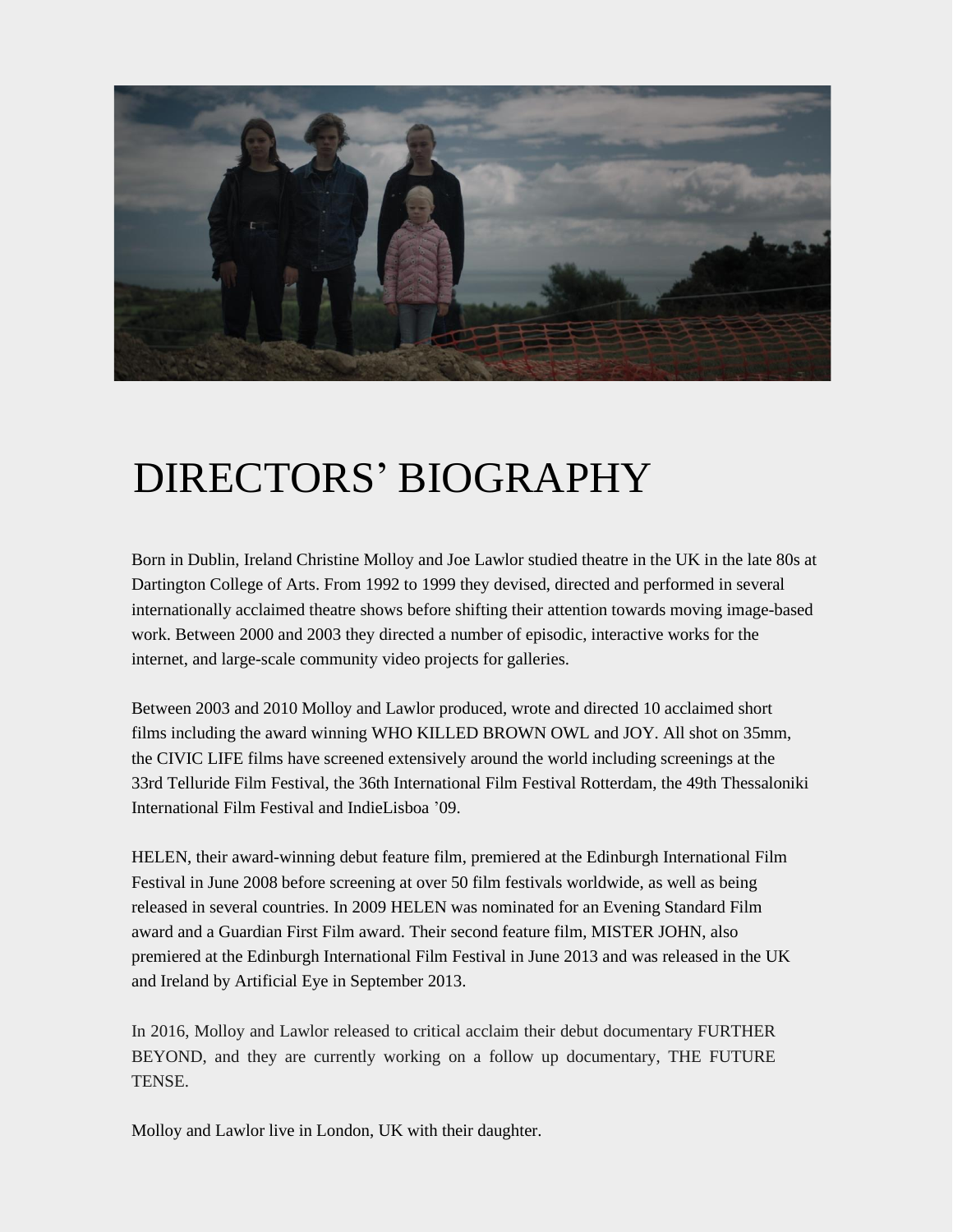# DIRECTORS' BIOGRAPHY

Born in Dublin, Ireland Christine Molloy and Joe Lawlor studied theatre in the UK in the late 80s at Dartington College of Arts. From 1992 to 1999 they devised, directed and performed in several internationally acclaimed theatre shows before shifting their attention towards moving image-based work. Between 2000 and 2003 they directed a number of episodic, interactive works for the internet, and large-scale community video projects for galleries.

Between 2003 and 2010 Molloy and Lawlor produced, wrote and directed 10 acclaimed short films including the award winning WHO KILLED BROWN OWL and JOY. All shot on 35mm, the CIVIC LIFE films have screened extensively around the world including screenings at the 33rd Telluride Film Festival, the 36th International Film Festival Rotterdam, the 49th Thessaloniki International Film Festival and IndieLisboa '09.

HELEN, their award-winning debut feature film, premiered at the Edinburgh International Film Festival in June 2008 before screening at over 50 film festivals worldwide, as well as being released in several countries. In 2009 HELEN was nominated for an Evening Standard Film award and a Guardian First Film award. Their second feature film, MISTER JOHN, also premiered at the Edinburgh International Film Festival in June 2013 and was released in the UK and Ireland by Artificial Eye in September 2013.

In 2016, Molloy and Lawlor released to critical acclaim their debut documentary FURTHER BEYOND, and they are currently working on a follow up documentary, THE FUTURE TENSE.

Molloy and Lawlor live in London, UK with their daughter.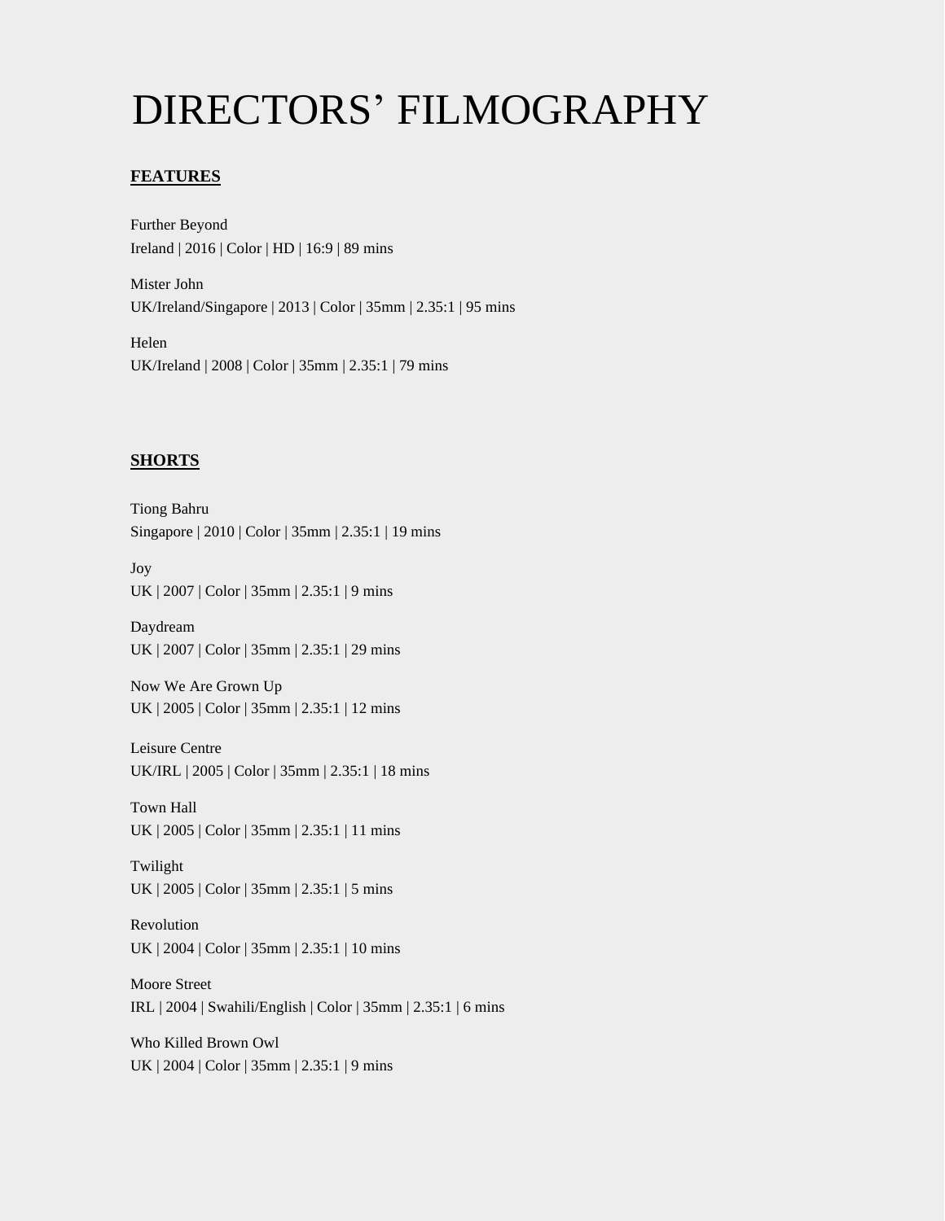# DIRECTORS' FILMOGRAPHY

## FEATURES

Further Beyond
Ireland | 2016 | Color | HD | 16:9 | 89 mins

Mister John
UK/Ireland/Singapore | 2013 | Color | 35mm | 2.35:1 | 95 mins

Helen
UK/Ireland | 2008 | Color | 35mm | 2.35:1 | 79 mins

## SHORTS

Tiong Bahru
Singapore | 2010 | Color | 35mm | 2.35:1 | 19 mins

Joy
UK | 2007 | Color | 35mm | 2.35:1 | 9 mins

Daydream
UK | 2007 | Color | 35mm | 2.35:1 | 29 mins

Now We Are Grown Up
UK | 2005 | Color | 35mm | 2.35:1 | 12 mins

Leisure Centre
UK/IRL | 2005 | Color | 35mm | 2.35:1 | 18 mins

Town Hall
UK | 2005 | Color | 35mm | 2.35:1 | 11 mins

Twilight
UK | 2005 | Color | 35mm | 2.35:1 | 5 mins

Revolution
UK | 2004 | Color | 35mm | 2.35:1 | 10 mins

Moore Street
IRL | 2004 | Swahili/English | Color | 35mm | 2.35:1 | 6 mins

Who Killed Brown Owl
UK | 2004 | Color | 35mm | 2.35:1 | 9 mins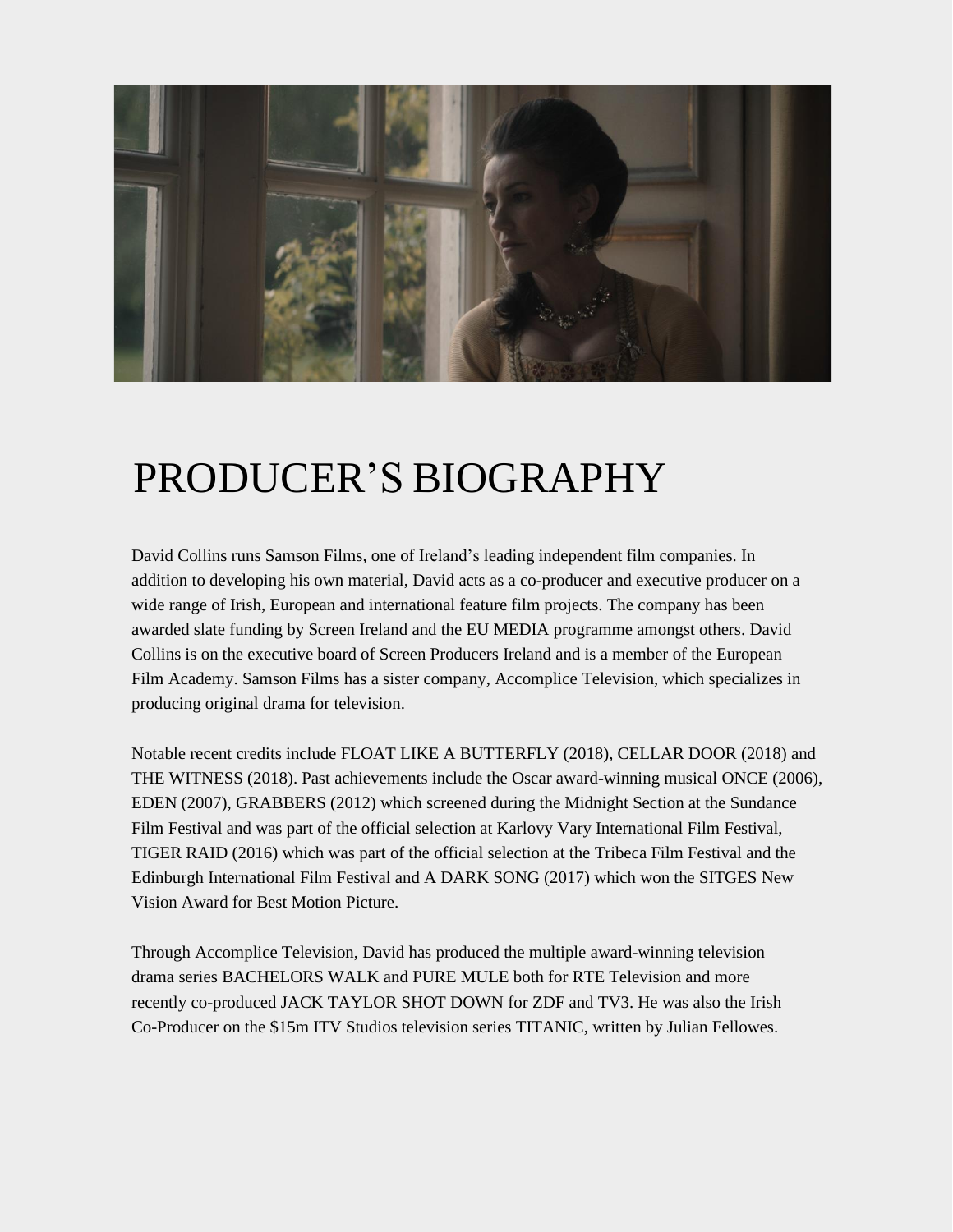# PRODUCER’S BIOGRAPHY

David Collins runs Samson Films, one of Ireland’s leading independent film companies. In addition to developing his own material, David acts as a co-producer and executive producer on a wide range of Irish, European and international feature film projects. The company has been awarded slate funding by Screen Ireland and the EU MEDIA programme amongst others. David Collins is on the executive board of Screen Producers Ireland and is a member of the European Film Academy. Samson Films has a sister company, Accomplice Television, which specializes in producing original drama for television.

Notable recent credits include FLOAT LIKE A BUTTERFLY (2018), CELLAR DOOR (2018) and THE WITNESS (2018). Past achievements include the Oscar award-winning musical ONCE (2006), EDEN (2007), GRABBERS (2012) which screened during the Midnight Section at the Sundance Film Festival and was part of the official selection at Karlovy Vary International Film Festival, TIGER RAID (2016) which was part of the official selection at the Tribeca Film Festival and the Edinburgh International Film Festival and A DARK SONG (2017) which won the SITGES New Vision Award for Best Motion Picture.

Through Accomplice Television, David has produced the multiple award-winning television drama series BACHELORS WALK and PURE MULE both for RTE Television and more recently co-produced JACK TAYLOR SHOT DOWN for ZDF and TV3. He was also the Irish Co-Producer on the $15m ITV Studios television series TITANIC, written by Julian Fellowes.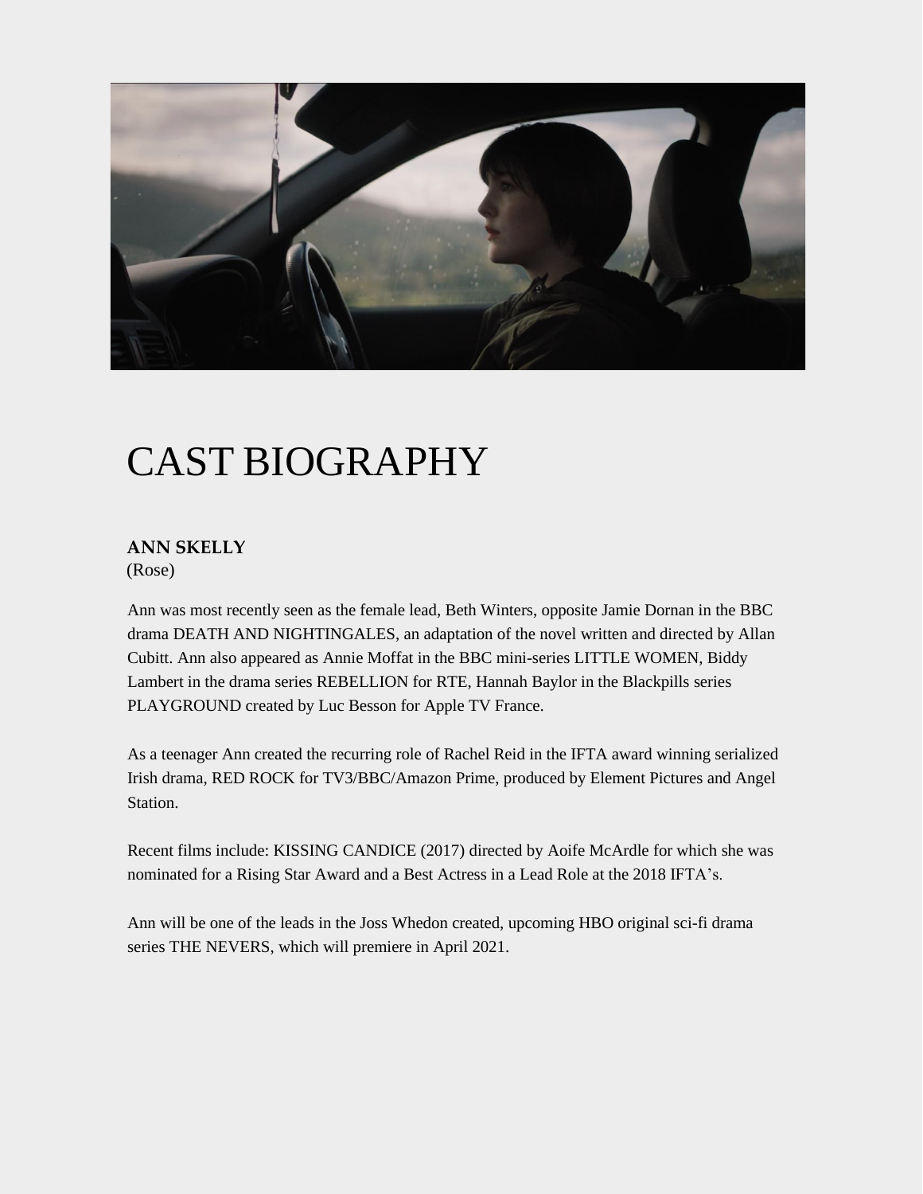# CAST BIOGRAPHY

**ANN SKELLY**
(Rose)

Ann was most recently seen as the female lead, Beth Winters, opposite Jamie Dornan in the BBC drama DEATH AND NIGHTINGALES, an adaptation of the novel written and directed by Allan Cubitt. Ann also appeared as Annie Moffat in the BBC mini-series LITTLE WOMEN, Biddy Lambert in the drama series REBELLION for RTE, Hannah Baylor in the Blackpills series PLAYGROUND created by Luc Besson for Apple TV France.

As a teenager Ann created the recurring role of Rachel Reid in the IFTA award winning serialized Irish drama, RED ROCK for TV3/BBC/Amazon Prime, produced by Element Pictures and Angel Station.

Recent films include: KISSING CANDICE (2017) directed by Aoife McArdle for which she was nominated for a Rising Star Award and a Best Actress in a Lead Role at the 2018 IFTA's.

Ann will be one of the leads in the Joss Whedon created, upcoming HBO original sci-fi drama series THE NEVERS, which will premiere in April 2021.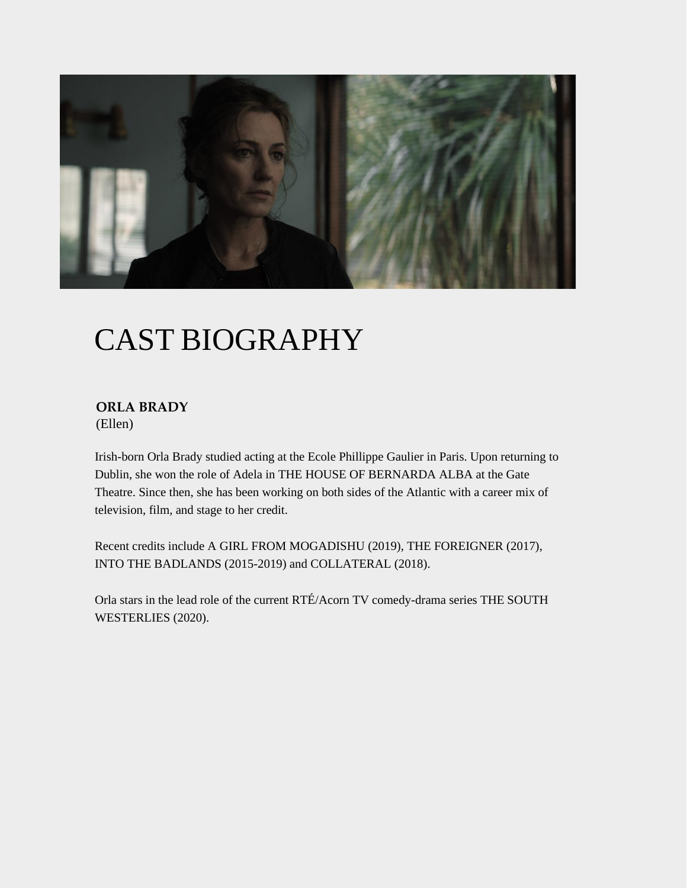# CAST BIOGRAPHY

**ORLA BRADY**
(Ellen)

Irish-born Orla Brady studied acting at the Ecole Phillippe Gaulier in Paris. Upon returning to Dublin, she won the role of Adela in THE HOUSE OF BERNARDA ALBA at the Gate Theatre. Since then, she has been working on both sides of the Atlantic with a career mix of television, film, and stage to her credit.

Recent credits include A GIRL FROM MOGADISHU (2019), THE FOREIGNER (2017), INTO THE BADLANDS (2015-2019) and COLLATERAL (2018).

Orla stars in the lead role of the current RTÉ/Acorn TV comedy-drama series THE SOUTH WESTERLIES (2020).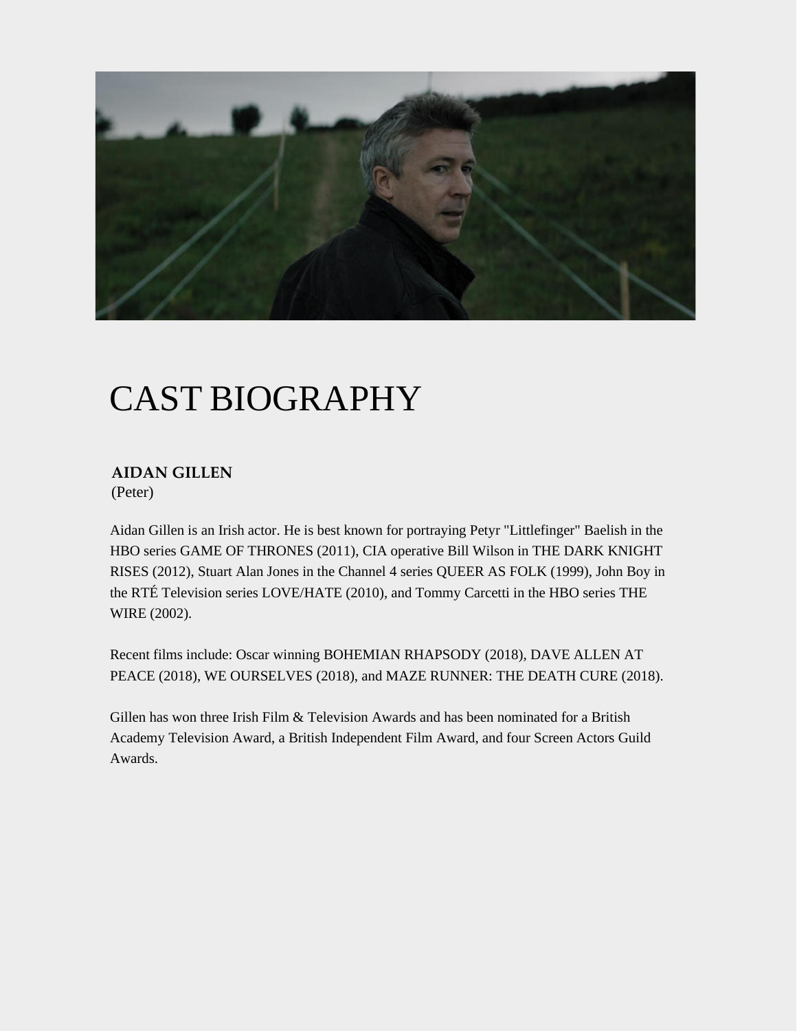# CAST BIOGRAPHY

**AIDAN GILLEN**
(Peter)

Aidan Gillen is an Irish actor. He is best known for portraying Petyr "Littlefinger" Baelish in the HBO series GAME OF THRONES (2011), CIA operative Bill Wilson in THE DARK KNIGHT RISES (2012), Stuart Alan Jones in the Channel 4 series QUEER AS FOLK (1999), John Boy in the RTÉ Television series LOVE/HATE (2010), and Tommy Carcetti in the HBO series THE WIRE (2002).

Recent films include: Oscar winning BOHEMIAN RHAPSODY (2018), DAVE ALLEN AT PEACE (2018), WE OURSELVES (2018), and MAZE RUNNER: THE DEATH CURE (2018).

Gillen has won three Irish Film & Television Awards and has been nominated for a British Academy Television Award, a British Independent Film Award, and four Screen Actors Guild Awards.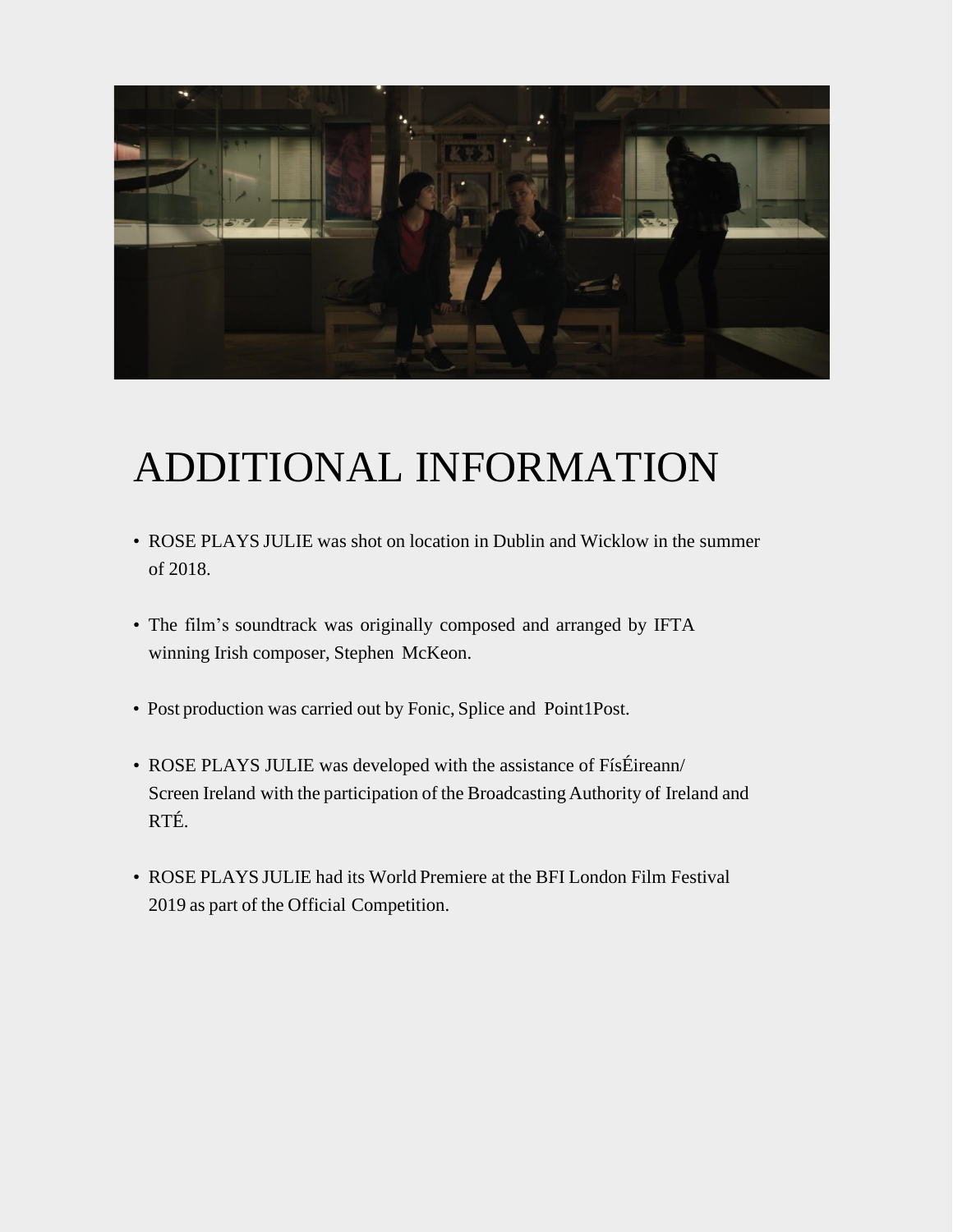# ADDITIONAL INFORMATION

- ROSE PLAYS JULIE was shot on location in Dublin and Wicklow in the summer of 2018.
- The film's soundtrack was originally composed and arranged by IFTA winning Irish composer, Stephen McKeon.
- Post production was carried out by Fonic, Splice and Point1Post.
- ROSE PLAYS JULIE was developed with the assistance of FísÉireann/ Screen Ireland with the participation of the Broadcasting Authority of Ireland and RTÉ.
- ROSE PLAYS JULIE had its World Premiere at the BFI London Film Festival 2019 as part of the Official Competition.